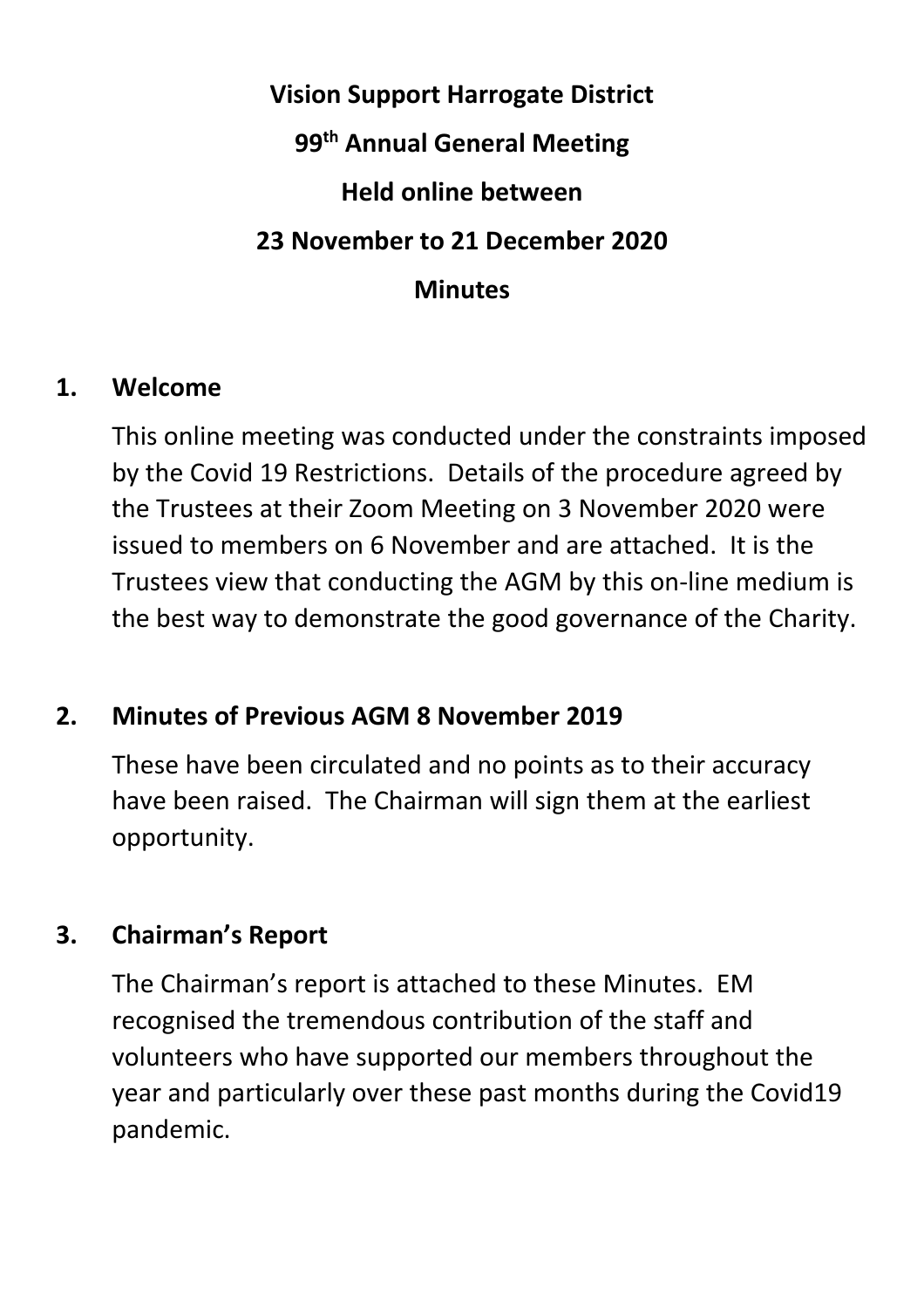# Vision Support Harrogate District

# 99th Annual General Meeting

# Held online between

# 23 November to 21 December 2020

# Minutes

## 1. Welcome

This online meeting was conducted under the constraints imposed by the Covid 19 Restrictions. Details of the procedure agreed by the Trustees at their Zoom Meeting on 3 November 2020 were issued to members on 6 November and are attached. It is the Trustees view that conducting the AGM by this on-line medium is the best way to demonstrate the good governance of the Charity.

## 2. Minutes of Previous AGM 8 November 2019

These have been circulated and no points as to their accuracy have been raised. The Chairman will sign them at the earliest opportunity.

## 3. Chairman's Report

The Chairman's report is attached to these Minutes. EM recognised the tremendous contribution of the staff and volunteers who have supported our members throughout the year and particularly over these past months during the Covid19 pandemic.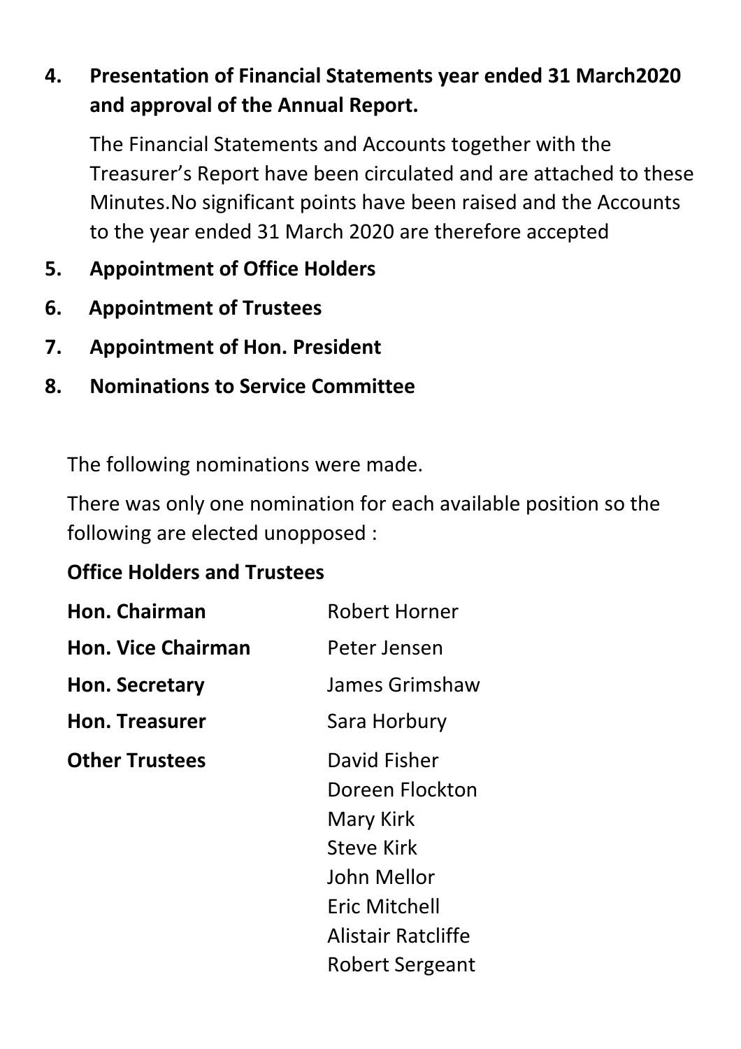4. **Presentation of Financial Statements year ended 31 March2020 and approval of the Annual Report.**

   The Financial Statements and Accounts together with the Treasurer's Report have been circulated and are attached to these Minutes.No significant points have been raised and the Accounts to the year ended 31 March 2020 are therefore accepted

5. **Appointment of Office Holders**
6. **Appointment of Trustees**
7. **Appointment of Hon. President**
8. **Nominations to Service Committee**

The following nominations were made.

There was only one nomination for each available position so the following are elected unopposed :

**Office Holders and Trustees**

| | |
|---|---|
| **Hon. Chairman** | Robert Horner |
| **Hon. Vice Chairman** | Peter Jensen |
| **Hon. Secretary** | James Grimshaw |
| **Hon. Treasurer** | Sara Horbury |
| **Other Trustees** | David Fisher<br>Doreen Flockton<br>Mary Kirk<br>Steve Kirk<br>John Mellor<br>Eric Mitchell<br>Alistair Ratcliffe<br>Robert Sergeant |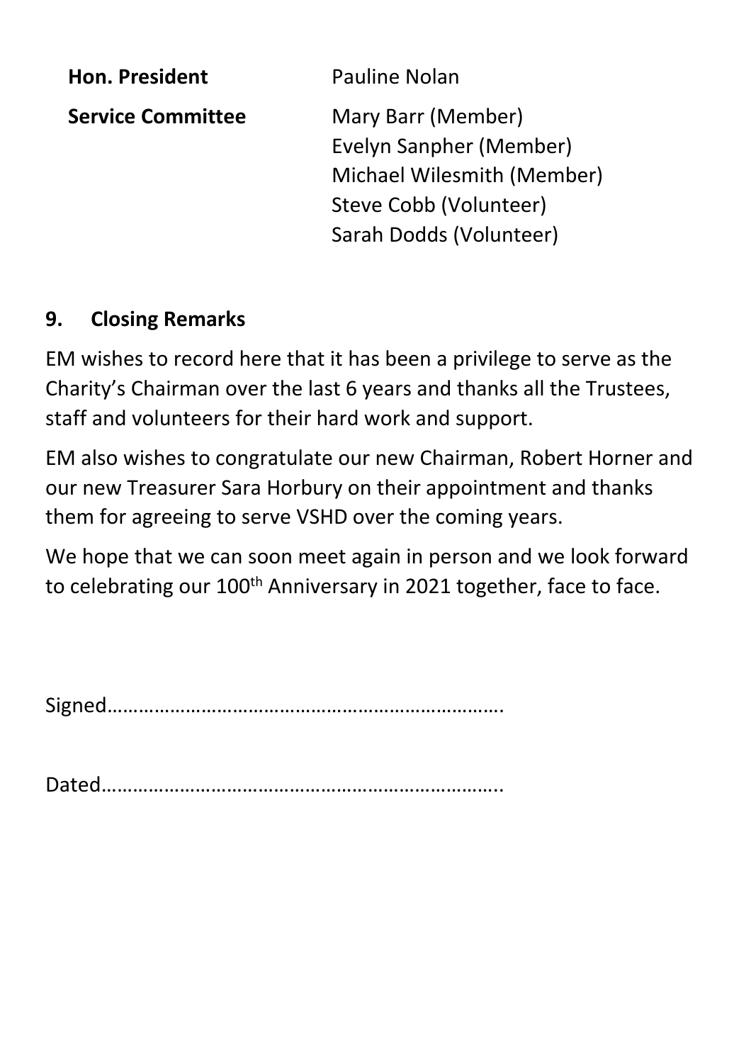| | |
|---|---|
| **Hon. President** | Pauline Nolan |
| **Service Committee** | Mary Barr (Member)<br>Evelyn Sanpher (Member)<br>Michael Wilesmith (Member)<br>Steve Cobb (Volunteer)<br>Sarah Dodds (Volunteer) |

## 9. Closing Remarks

EM wishes to record here that it has been a privilege to serve as the Charity's Chairman over the last 6 years and thanks all the Trustees, staff and volunteers for their hard work and support.

EM also wishes to congratulate our new Chairman, Robert Horner and our new Treasurer Sara Horbury on their appointment and thanks them for agreeing to serve VSHD over the coming years.

We hope that we can soon meet again in person and we look forward to celebrating our 100th Anniversary in 2021 together, face to face.

Signed…………………………………………………………………

Dated…………………………………………………………………..